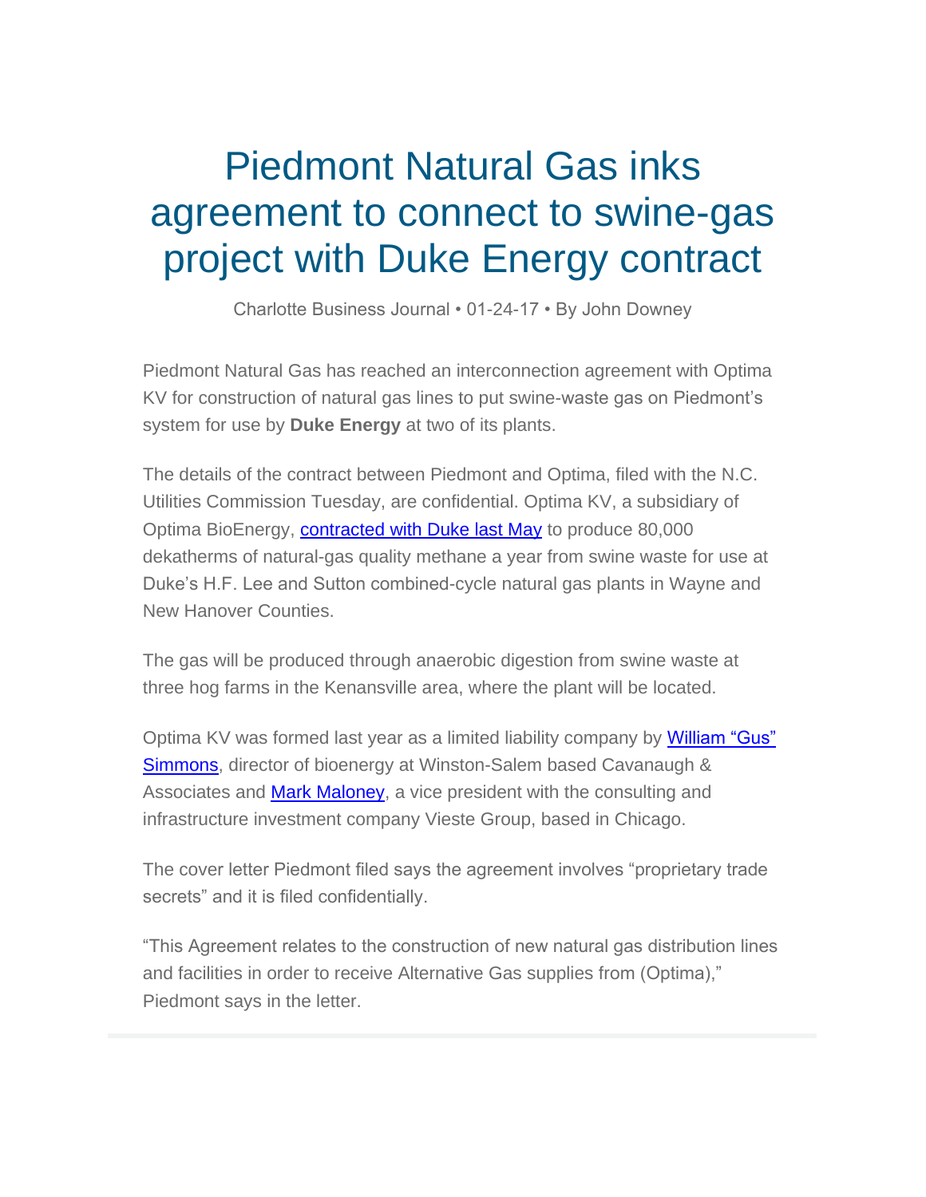# Piedmont Natural Gas inks agreement to connect to swine-gas project with Duke Energy contract

Charlotte Business Journal • 01-24-17 • By John Downey

Piedmont Natural Gas has reached an interconnection agreement with Optima KV for construction of natural gas lines to put swine-waste gas on Piedmont's system for use by **Duke Energy** at two of its plants.

The details of the contract between Piedmont and Optima, filed with the N.C. Utilities Commission Tuesday, are confidential. Optima KV, a subsidiary of Optima BioEnergy, contracted with Duke last May to produce 80,000 dekatherms of natural-gas quality methane a year from swine waste for use at Duke's H.F. Lee and Sutton combined-cycle natural gas plants in Wayne and New Hanover Counties.

The gas will be produced through anaerobic digestion from swine waste at three hog farms in the Kenansville area, where the plant will be located.

Optima KV was formed last year as a limited liability company by William "Gus" Simmons, director of bioenergy at Winston-Salem based Cavanaugh & Associates and Mark Maloney, a vice president with the consulting and infrastructure investment company Vieste Group, based in Chicago.

The cover letter Piedmont filed says the agreement involves "proprietary trade secrets" and it is filed confidentially.

"This Agreement relates to the construction of new natural gas distribution lines and facilities in order to receive Alternative Gas supplies from (Optima)," Piedmont says in the letter.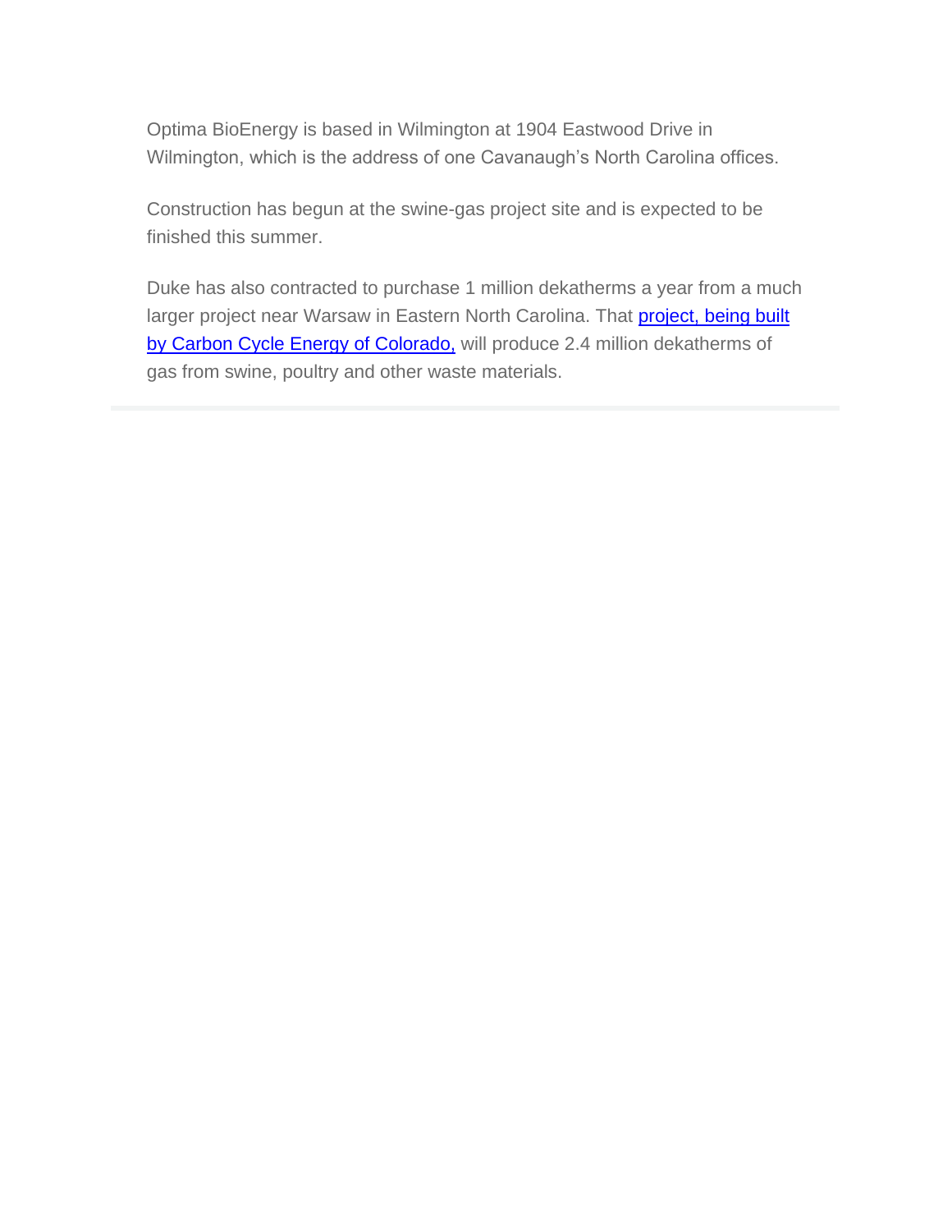Optima BioEnergy is based in Wilmington at 1904 Eastwood Drive in Wilmington, which is the address of one Cavanaugh's North Carolina offices.

Construction has begun at the swine-gas project site and is expected to be finished this summer.

Duke has also contracted to purchase 1 million dekatherms a year from a much larger project near Warsaw in Eastern North Carolina. That project, being built by Carbon Cycle Energy of Colorado, will produce 2.4 million dekatherms of gas from swine, poultry and other waste materials.